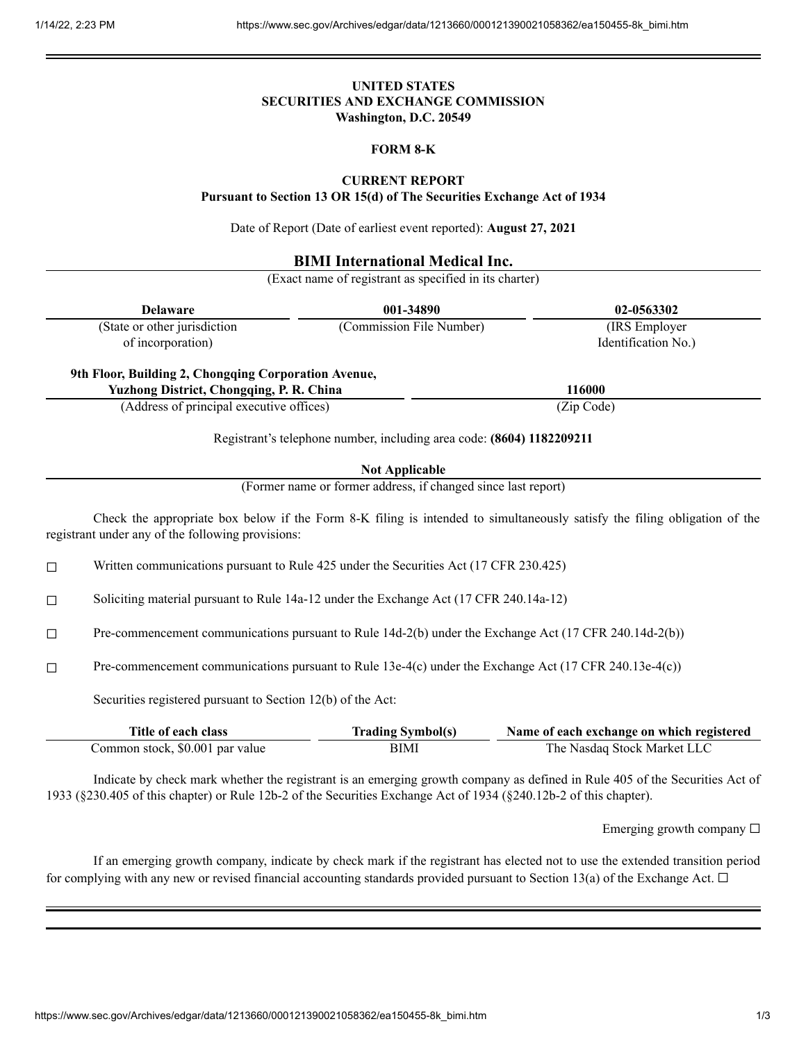**UNITED STATES**
**SECURITIES AND EXCHANGE COMMISSION**
**Washington, D.C. 20549**

**FORM 8-K**

**CURRENT REPORT**
**Pursuant to Section 13 OR 15(d) of The Securities Exchange Act of 1934**

Date of Report (Date of earliest event reported): **August 27, 2021**

**BIMI International Medical Inc.**
(Exact name of registrant as specified in its charter)

| **Delaware** | **001-34890** | **02-0563302** |
|---|---|---|
| (State or other jurisdiction of incorporation) | (Commission File Number) | (IRS Employer Identification No.) |

| **9th Floor, Building 2, Chongqing Corporation Avenue, Yuzhong District, Chongqing, P. R. China** | **116000** |
|---|---|
| (Address of principal executive offices) | (Zip Code) |

Registrant's telephone number, including area code: **(8604) 1182209211**

**Not Applicable**
(Former name or former address, if changed since last report)

Check the appropriate box below if the Form 8-K filing is intended to simultaneously satisfy the filing obligation of the registrant under any of the following provisions:

☐ Written communications pursuant to Rule 425 under the Securities Act (17 CFR 230.425)

☐ Soliciting material pursuant to Rule 14a-12 under the Exchange Act (17 CFR 240.14a-12)

☐ Pre-commencement communications pursuant to Rule 14d-2(b) under the Exchange Act (17 CFR 240.14d-2(b))

☐ Pre-commencement communications pursuant to Rule 13e-4(c) under the Exchange Act (17 CFR 240.13e-4(c))

Securities registered pursuant to Section 12(b) of the Act:

| Title of each class | Trading Symbol(s) | Name of each exchange on which registered |
|---|---|---|
| Common stock, $0.001 par value | BIMI | The Nasdaq Stock Market LLC |

Indicate by check mark whether the registrant is an emerging growth company as defined in Rule 405 of the Securities Act of 1933 (§230.405 of this chapter) or Rule 12b-2 of the Securities Exchange Act of 1934 (§240.12b-2 of this chapter).

Emerging growth company ☐

If an emerging growth company, indicate by check mark if the registrant has elected not to use the extended transition period for complying with any new or revised financial accounting standards provided pursuant to Section 13(a) of the Exchange Act. ☐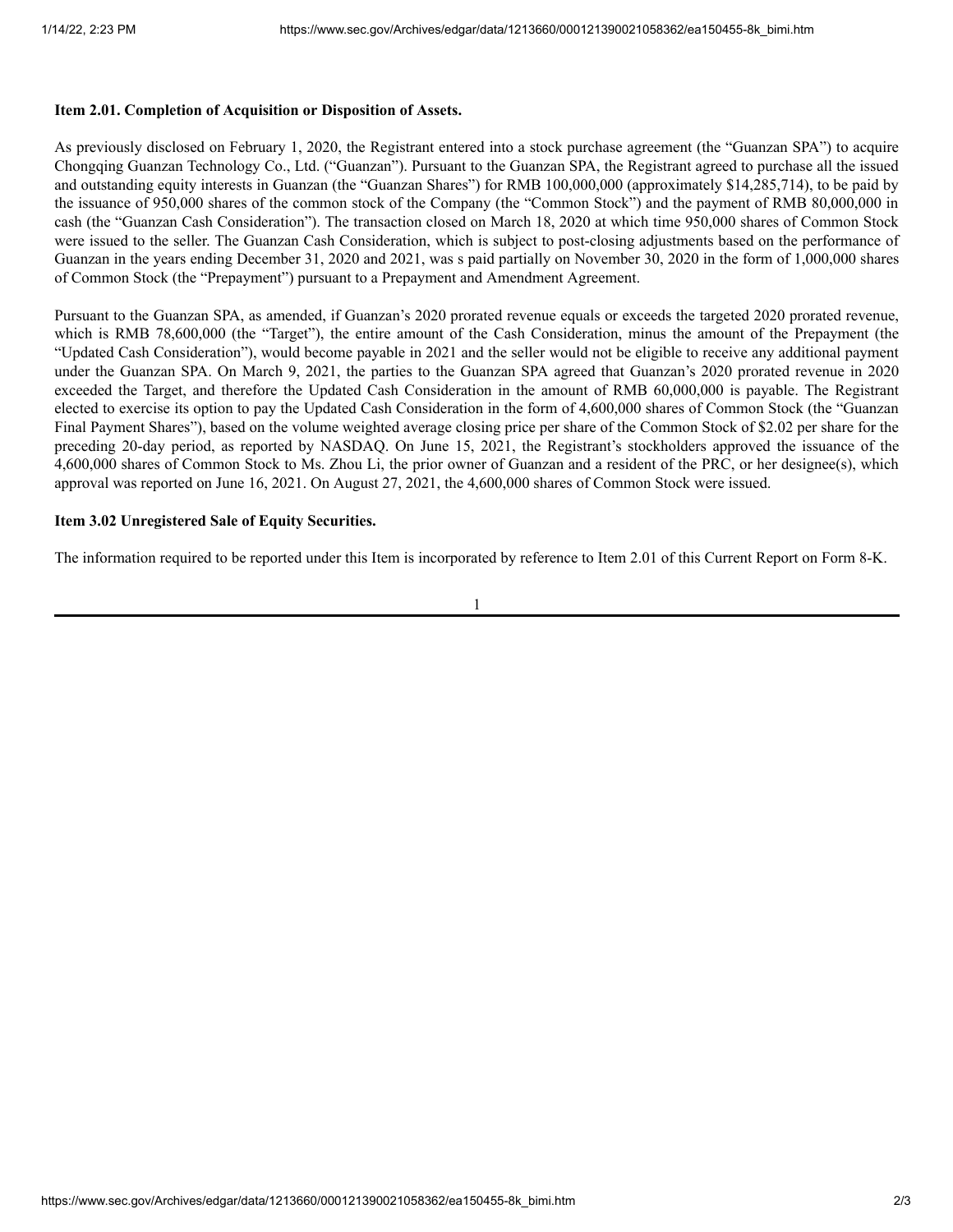**Item 2.01. Completion of Acquisition or Disposition of Assets.**

As previously disclosed on February 1, 2020, the Registrant entered into a stock purchase agreement (the "Guanzan SPA") to acquire Chongqing Guanzan Technology Co., Ltd. ("Guanzan"). Pursuant to the Guanzan SPA, the Registrant agreed to purchase all the issued and outstanding equity interests in Guanzan (the "Guanzan Shares") for RMB 100,000,000 (approximately $14,285,714), to be paid by the issuance of 950,000 shares of the common stock of the Company (the "Common Stock") and the payment of RMB 80,000,000 in cash (the "Guanzan Cash Consideration"). The transaction closed on March 18, 2020 at which time 950,000 shares of Common Stock were issued to the seller. The Guanzan Cash Consideration, which is subject to post-closing adjustments based on the performance of Guanzan in the years ending December 31, 2020 and 2021, was s paid partially on November 30, 2020 in the form of 1,000,000 shares of Common Stock (the "Prepayment") pursuant to a Prepayment and Amendment Agreement.

Pursuant to the Guanzan SPA, as amended, if Guanzan's 2020 prorated revenue equals or exceeds the targeted 2020 prorated revenue, which is RMB 78,600,000 (the "Target"), the entire amount of the Cash Consideration, minus the amount of the Prepayment (the "Updated Cash Consideration"), would become payable in 2021 and the seller would not be eligible to receive any additional payment under the Guanzan SPA. On March 9, 2021, the parties to the Guanzan SPA agreed that Guanzan's 2020 prorated revenue in 2020 exceeded the Target, and therefore the Updated Cash Consideration in the amount of RMB 60,000,000 is payable. The Registrant elected to exercise its option to pay the Updated Cash Consideration in the form of 4,600,000 shares of Common Stock (the "Guanzan Final Payment Shares"), based on the volume weighted average closing price per share of the Common Stock of $2.02 per share for the preceding 20-day period, as reported by NASDAQ. On June 15, 2021, the Registrant's stockholders approved the issuance of the 4,600,000 shares of Common Stock to Ms. Zhou Li, the prior owner of Guanzan and a resident of the PRC, or her designee(s), which approval was reported on June 16, 2021. On August 27, 2021, the 4,600,000 shares of Common Stock were issued.

**Item 3.02 Unregistered Sale of Equity Securities.**

The information required to be reported under this Item is incorporated by reference to Item 2.01 of this Current Report on Form 8-K.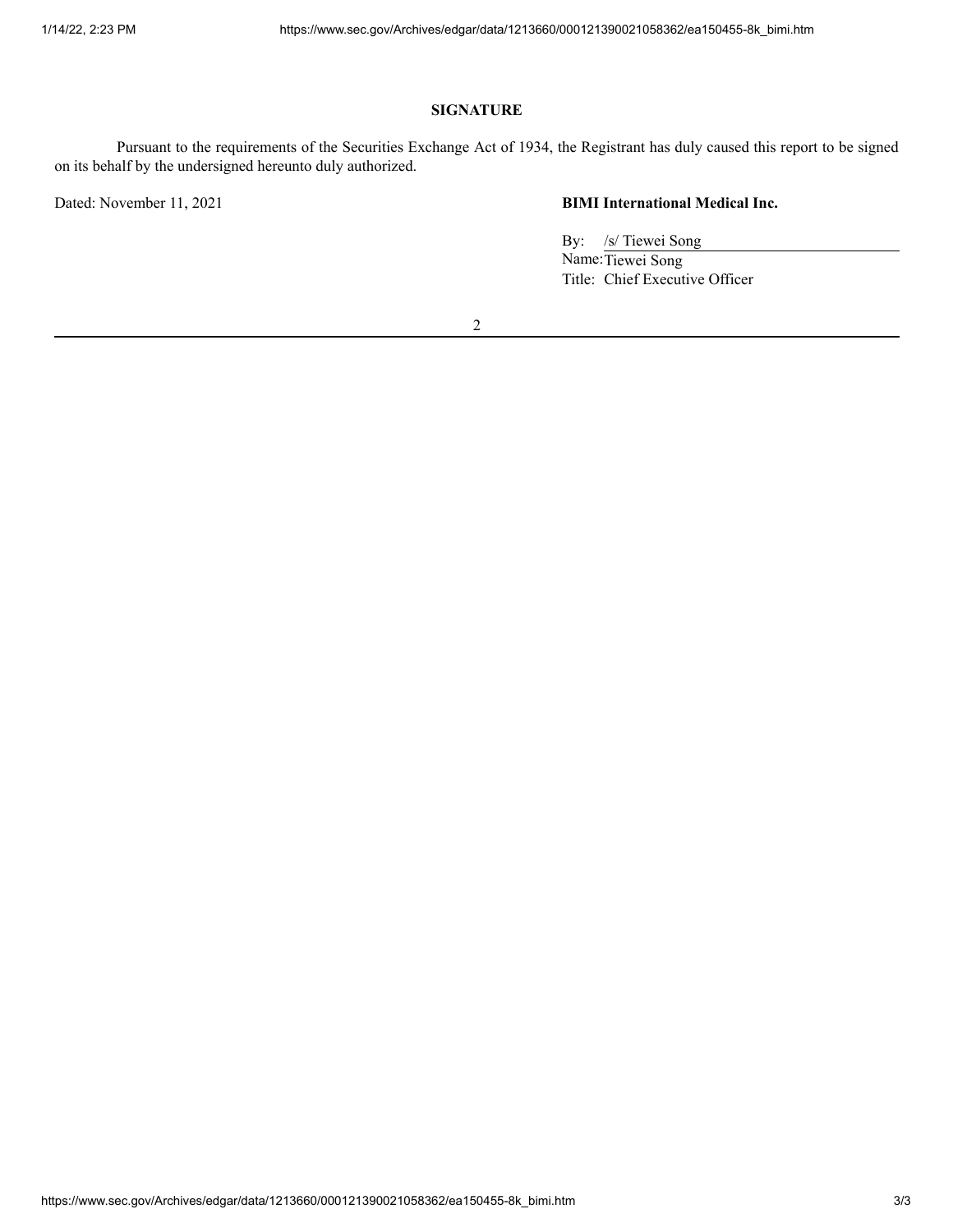**SIGNATURE**

Pursuant to the requirements of the Securities Exchange Act of 1934, the Registrant has duly caused this report to be signed on its behalf by the undersigned hereunto duly authorized.

Dated: November 11, 2021

**BIMI International Medical Inc.**

By: /s/ Tiewei Song
Name: Tiewei Song
Title: Chief Executive Officer